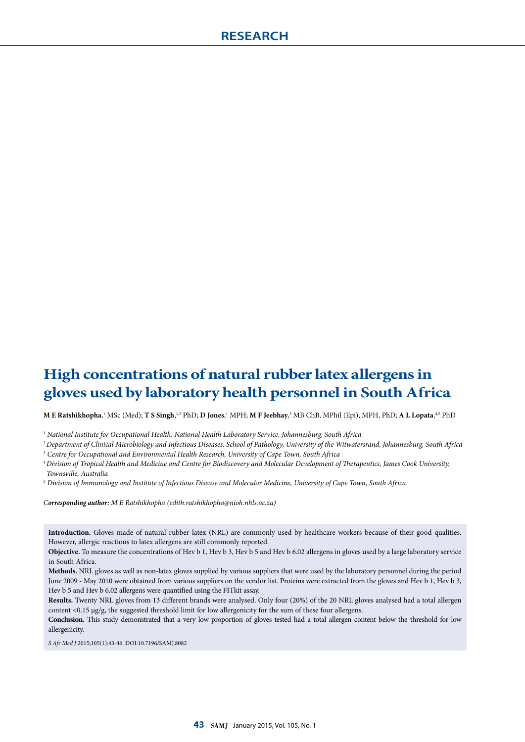# High concentrations of natural rubber latex allergens in gloves used by laboratory health personnel in South Africa

**M E Ratshikhopha**,[1] MSc (Med); **T S Singh**,[1,2] PhD; **D Jones**,[1] MPH; **M F Jeebhay**,[3] MB ChB, MPhil (Epi), MPH, PhD; **A L Lopata**,[4,5] PhD

[1] *National Institute for Occupational Health, National Health Laboratory Service, Johannesburg, South Africa*

[2] *Department of Clinical Microbiology and Infectious Diseases, School of Pathology, University of the Witwatersrand, Johannesburg, South Africa*

[3] *Centre for Occupational and Environmental Health Research, University of Cape Town, South Africa*

[4] *Division of Tropical Health and Medicine and Centre for Biodiscovery and Molecular Development of Therapeutics, James Cook University, Townsville, Australia*

[5] *Division of Immunology and Institute of Infectious Disease and Molecular Medicine, University of Cape Town, South Africa*

***Corresponding author:** M E Ratshikhopha (edith.ratshikhopha@nioh.nhls.ac.za)*

**Introduction.** Gloves made of natural rubber latex (NRL) are commonly used by healthcare workers because of their good qualities. However, allergic reactions to latex allergens are still commonly reported.

**Objective.** To measure the concentrations of Hev b 1, Hev b 3, Hev b 5 and Hev b 6.02 allergens in gloves used by a large laboratory service in South Africa.

**Methods.** NRL gloves as well as non-latex gloves supplied by various suppliers that were used by the laboratory personnel during the period June 2009 - May 2010 were obtained from various suppliers on the vendor list. Proteins were extracted from the gloves and Hev b 1, Hev b 3, Hev b 5 and Hev b 6.02 allergens were quantified using the FITkit assay.

**Results.** Twenty NRL gloves from 13 different brands were analysed. Only four (20%) of the 20 NRL gloves analysed had a total allergen content <0.15 μg/g, the suggested threshold limit for low allergenicity for the sum of these four allergens.

**Conclusion.** This study demonstrated that a very low proportion of gloves tested had a total allergen content below the threshold for low allergenicity.

*S Afr Med J* 2015;105(1):43-46. DOI:10.7196/SAMJ.8082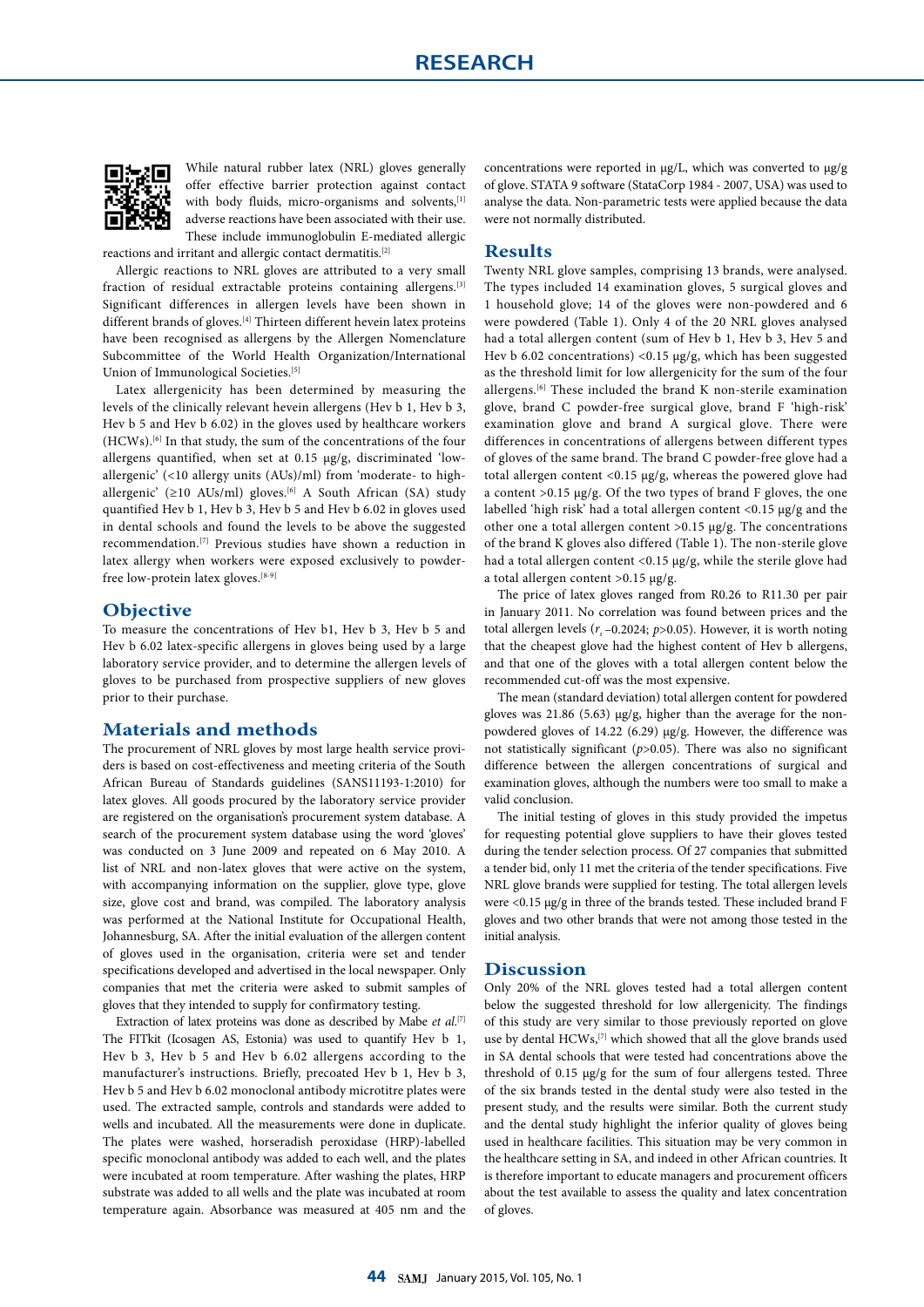While natural rubber latex (NRL) gloves generally offer effective barrier protection against contact with body fluids, micro-organisms and solvents,[1] adverse reactions have been associated with their use. These include immunoglobulin E-mediated allergic reactions and irritant and allergic contact dermatitis.[2]

Allergic reactions to NRL gloves are attributed to a very small fraction of residual extractable proteins containing allergens.[3] Significant differences in allergen levels have been shown in different brands of gloves.[4] Thirteen different hevein latex proteins have been recognised as allergens by the Allergen Nomenclature Subcommittee of the World Health Organization/International Union of Immunological Societies.[5]

Latex allergenicity has been determined by measuring the levels of the clinically relevant hevein allergens (Hev b 1, Hev b 3, Hev b 5 and Hev b 6.02) in the gloves used by healthcare workers (HCWs).[6] In that study, the sum of the concentrations of the four allergens quantified, when set at 0.15 µg/g, discriminated 'low-allergenic' (<10 allergy units (AUs)/ml) from 'moderate- to high-allergenic' (≥10 AUs/ml) gloves.[6] A South African (SA) study quantified Hev b 1, Hev b 3, Hev b 5 and Hev b 6.02 in gloves used in dental schools and found the levels to be above the suggested recommendation.[7] Previous studies have shown a reduction in latex allergy when workers were exposed exclusively to powder-free low-protein latex gloves.[8-9]

## Objective

To measure the concentrations of Hev b1, Hev b 3, Hev b 5 and Hev b 6.02 latex-specific allergens in gloves being used by a large laboratory service provider, and to determine the allergen levels of gloves to be purchased from prospective suppliers of new gloves prior to their purchase.

## Materials and methods

The procurement of NRL gloves by most large health service providers is based on cost-effectiveness and meeting criteria of the South African Bureau of Standards guidelines (SANS11193-1:2010) for latex gloves. All goods procured by the laboratory service provider are registered on the organisation's procurement system database. A search of the procurement system database using the word 'gloves' was conducted on 3 June 2009 and repeated on 6 May 2010. A list of NRL and non-latex gloves that were active on the system, with accompanying information on the supplier, glove type, glove size, glove cost and brand, was compiled. The laboratory analysis was performed at the National Institute for Occupational Health, Johannesburg, SA. After the initial evaluation of the allergen content of gloves used in the organisation, criteria were set and tender specifications developed and advertised in the local newspaper. Only companies that met the criteria were asked to submit samples of gloves that they intended to supply for confirmatory testing.

Extraction of latex proteins was done as described by Mabe *et al.*[7] The FITkit (Icosagen AS, Estonia) was used to quantify Hev b 1, Hev b 3, Hev b 5 and Hev b 6.02 allergens according to the manufacturer's instructions. Briefly, precoated Hev b 1, Hev b 3, Hev b 5 and Hev b 6.02 monoclonal antibody microtitre plates were used. The extracted sample, controls and standards were added to wells and incubated. All the measurements were done in duplicate. The plates were washed, horseradish peroxidase (HRP)-labelled specific monoclonal antibody was added to each well, and the plates were incubated at room temperature. After washing the plates, HRP substrate was added to all wells and the plate was incubated at room temperature again. Absorbance was measured at 405 nm and the concentrations were reported in µg/L, which was converted to µg/g of glove. STATA 9 software (StataCorp 1984 - 2007, USA) was used to analyse the data. Non-parametric tests were applied because the data were not normally distributed.

## Results

Twenty NRL glove samples, comprising 13 brands, were analysed. The types included 14 examination gloves, 5 surgical gloves and 1 household glove; 14 of the gloves were non-powdered and 6 were powdered (Table 1). Only 4 of the 20 NRL gloves analysed had a total allergen content (sum of Hev b 1, Hev b 3, Hev 5 and Hev b 6.02 concentrations) <0.15 µg/g, which has been suggested as the threshold limit for low allergenicity for the sum of the four allergens.[6] These included the brand K non-sterile examination glove, brand C powder-free surgical glove, brand F 'high-risk' examination glove and brand A surgical glove. There were differences in concentrations of allergens between different types of gloves of the same brand. The brand C powder-free glove had a total allergen content <0.15 µg/g, whereas the powered glove had a content >0.15 µg/g. Of the two types of brand F gloves, the one labelled 'high risk' had a total allergen content <0.15 µg/g and the other one a total allergen content >0.15 µg/g. The concentrations of the brand K gloves also differed (Table 1). The non-sterile glove had a total allergen content <0.15 µg/g, while the sterile glove had a total allergen content >0.15 µg/g.

The price of latex gloves ranged from R0.26 to R11.30 per pair in January 2011. No correlation was found between prices and the total allergen levels ($r_s$ –0.2024; $p$>0.05). However, it is worth noting that the cheapest glove had the highest content of Hev b allergens, and that one of the gloves with a total allergen content below the recommended cut-off was the most expensive.

The mean (standard deviation) total allergen content for powdered gloves was 21.86 (5.63) µg/g, higher than the average for the non-powdered gloves of 14.22 (6.29) µg/g. However, the difference was not statistically significant ($p$>0.05). There was also no significant difference between the allergen concentrations of surgical and examination gloves, although the numbers were too small to make a valid conclusion.

The initial testing of gloves in this study provided the impetus for requesting potential glove suppliers to have their gloves tested during the tender selection process. Of 27 companies that submitted a tender bid, only 11 met the criteria of the tender specifications. Five NRL glove brands were supplied for testing. The total allergen levels were <0.15 µg/g in three of the brands tested. These included brand F gloves and two other brands that were not among those tested in the initial analysis.

## Discussion

Only 20% of the NRL gloves tested had a total allergen content below the suggested threshold for low allergenicity. The findings of this study are very similar to those previously reported on glove use by dental HCWs,[7] which showed that all the glove brands used in SA dental schools that were tested had concentrations above the threshold of 0.15 µg/g for the sum of four allergens tested. Three of the six brands tested in the dental study were also tested in the present study, and the results were similar. Both the current study and the dental study highlight the inferior quality of gloves being used in healthcare facilities. This situation may be very common in the healthcare setting in SA, and indeed in other African countries. It is therefore important to educate managers and procurement officers about the test available to assess the quality and latex concentration of gloves.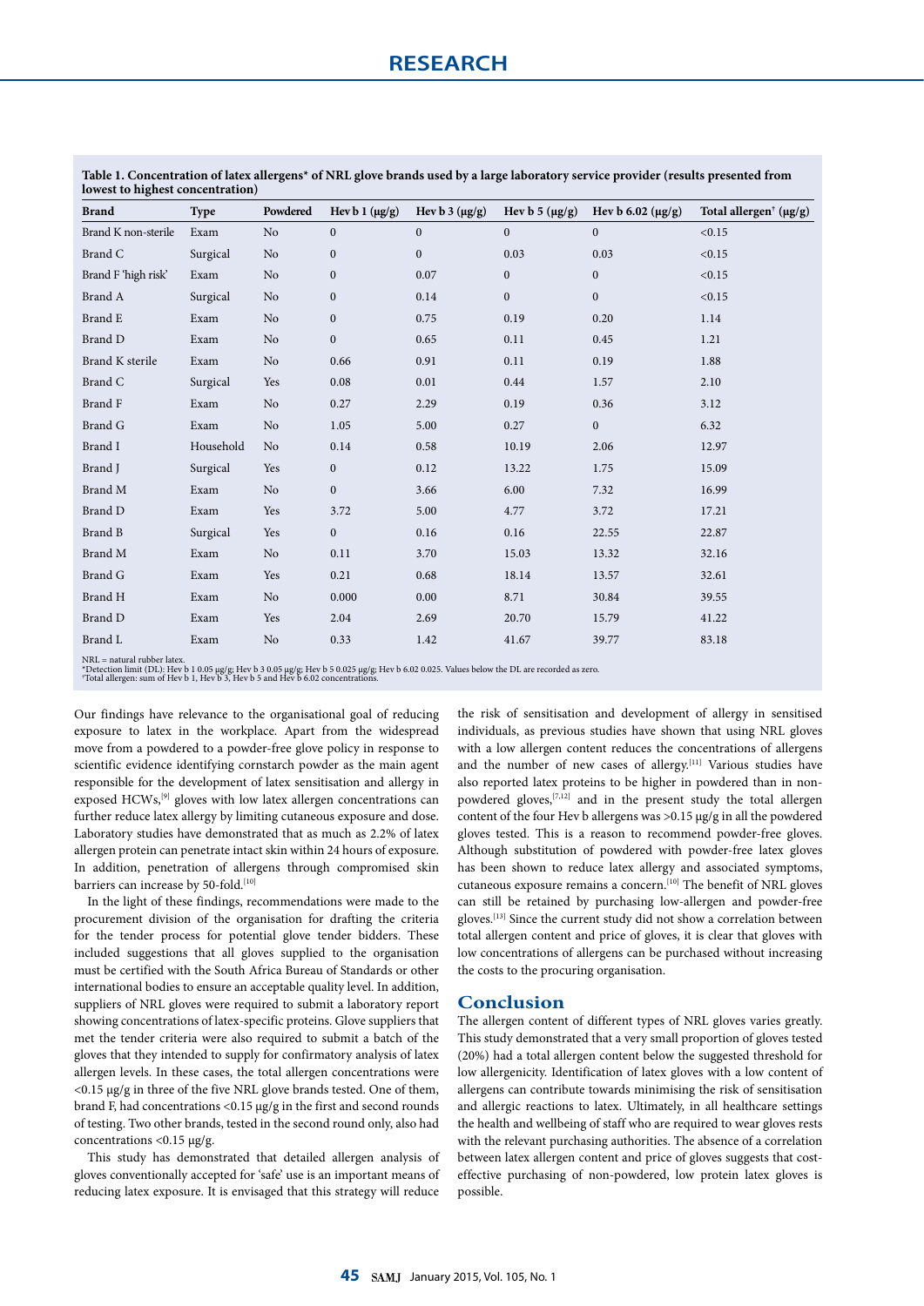**Table 1. Concentration of latex allergens* of NRL glove brands used by a large laboratory service provider (results presented from lowest to highest concentration)**

| Brand | Type | Powdered | Hev b 1 (µg/g) | Hev b 3 (µg/g) | Hev b 5 (µg/g) | Hev b 6.02 (µg/g) | Total allergen† (µg/g) |
|---|---|---|---|---|---|---|---|
| Brand K non-sterile | Exam | No | 0 | 0 | 0 | 0 | <0.15 |
| Brand C | Surgical | No | 0 | 0 | 0.03 | 0.03 | <0.15 |
| Brand F 'high risk' | Exam | No | 0 | 0.07 | 0 | 0 | <0.15 |
| Brand A | Surgical | No | 0 | 0.14 | 0 | 0 | <0.15 |
| Brand E | Exam | No | 0 | 0.75 | 0.19 | 0.20 | 1.14 |
| Brand D | Exam | No | 0 | 0.65 | 0.11 | 0.45 | 1.21 |
| Brand K sterile | Exam | No | 0.66 | 0.91 | 0.11 | 0.19 | 1.88 |
| Brand C | Surgical | Yes | 0.08 | 0.01 | 0.44 | 1.57 | 2.10 |
| Brand F | Exam | No | 0.27 | 2.29 | 0.19 | 0.36 | 3.12 |
| Brand G | Exam | No | 1.05 | 5.00 | 0.27 | 0 | 6.32 |
| Brand I | Household | No | 0.14 | 0.58 | 10.19 | 2.06 | 12.97 |
| Brand J | Surgical | Yes | 0 | 0.12 | 13.22 | 1.75 | 15.09 |
| Brand M | Exam | No | 0 | 3.66 | 6.00 | 7.32 | 16.99 |
| Brand D | Exam | Yes | 3.72 | 5.00 | 4.77 | 3.72 | 17.21 |
| Brand B | Surgical | Yes | 0 | 0.16 | 0.16 | 22.55 | 22.87 |
| Brand M | Exam | No | 0.11 | 3.70 | 15.03 | 13.32 | 32.16 |
| Brand G | Exam | Yes | 0.21 | 0.68 | 18.14 | 13.57 | 32.61 |
| Brand H | Exam | No | 0.000 | 0.00 | 8.71 | 30.84 | 39.55 |
| Brand D | Exam | Yes | 2.04 | 2.69 | 20.70 | 15.79 | 41.22 |
| Brand L | Exam | No | 0.33 | 1.42 | 41.67 | 39.77 | 83.18 |

NRL = natural rubber latex.
*Detection limit (DL): Hev b 1 0.05 µg/g; Hev b 3 0.05 µg/g; Hev b 5 0.025 µg/g; Hev b 6.02 0.025. Values below the DL are recorded as zero.
†Total allergen: sum of Hev b 1, Hev b 3, Hev b 5 and Hev b 6.02 concentrations.

Our findings have relevance to the organisational goal of reducing exposure to latex in the workplace. Apart from the widespread move from a powdered to a powder-free glove policy in response to scientific evidence identifying cornstarch powder as the main agent responsible for the development of latex sensitisation and allergy in exposed HCWs,[9] gloves with low latex allergen concentrations can further reduce latex allergy by limiting cutaneous exposure and dose. Laboratory studies have demonstrated that as much as 2.2% of latex allergen protein can penetrate intact skin within 24 hours of exposure. In addition, penetration of allergens through compromised skin barriers can increase by 50-fold.[10]

In the light of these findings, recommendations were made to the procurement division of the organisation for drafting the criteria for the tender process for potential glove tender bidders. These included suggestions that all gloves supplied to the organisation must be certified with the South Africa Bureau of Standards or other international bodies to ensure an acceptable quality level. In addition, suppliers of NRL gloves were required to submit a laboratory report showing concentrations of latex-specific proteins. Glove suppliers that met the tender criteria were also required to submit a batch of the gloves that they intended to supply for confirmatory analysis of latex allergen levels. In these cases, the total allergen concentrations were <0.15 µg/g in three of the five NRL glove brands tested. One of them, brand F, had concentrations <0.15 µg/g in the first and second rounds of testing. Two other brands, tested in the second round only, also had concentrations <0.15 µg/g.

This study has demonstrated that detailed allergen analysis of gloves conventionally accepted for 'safe' use is an important means of reducing latex exposure. It is envisaged that this strategy will reduce the risk of sensitisation and development of allergy in sensitised individuals, as previous studies have shown that using NRL gloves with a low allergen content reduces the concentrations of allergens and the number of new cases of allergy.[11] Various studies have also reported latex proteins to be higher in powdered than in non-powdered gloves,[7,12] and in the present study the total allergen content of the four Hev b allergens was >0.15 µg/g in all the powdered gloves tested. This is a reason to recommend powder-free gloves. Although substitution of powdered with powder-free latex gloves has been shown to reduce latex allergy and associated symptoms, cutaneous exposure remains a concern.[10] The benefit of NRL gloves can still be retained by purchasing low-allergen and powder-free gloves.[13] Since the current study did not show a correlation between total allergen content and price of gloves, it is clear that gloves with low concentrations of allergens can be purchased without increasing the costs to the procuring organisation.

## Conclusion

The allergen content of different types of NRL gloves varies greatly. This study demonstrated that a very small proportion of gloves tested (20%) had a total allergen content below the suggested threshold for low allergenicity. Identification of latex gloves with a low content of allergens can contribute towards minimising the risk of sensitisation and allergic reactions to latex. Ultimately, in all healthcare settings the health and wellbeing of staff who are required to wear gloves rests with the relevant purchasing authorities. The absence of a correlation between latex allergen content and price of gloves suggests that cost-effective purchasing of non-powdered, low protein latex gloves is possible.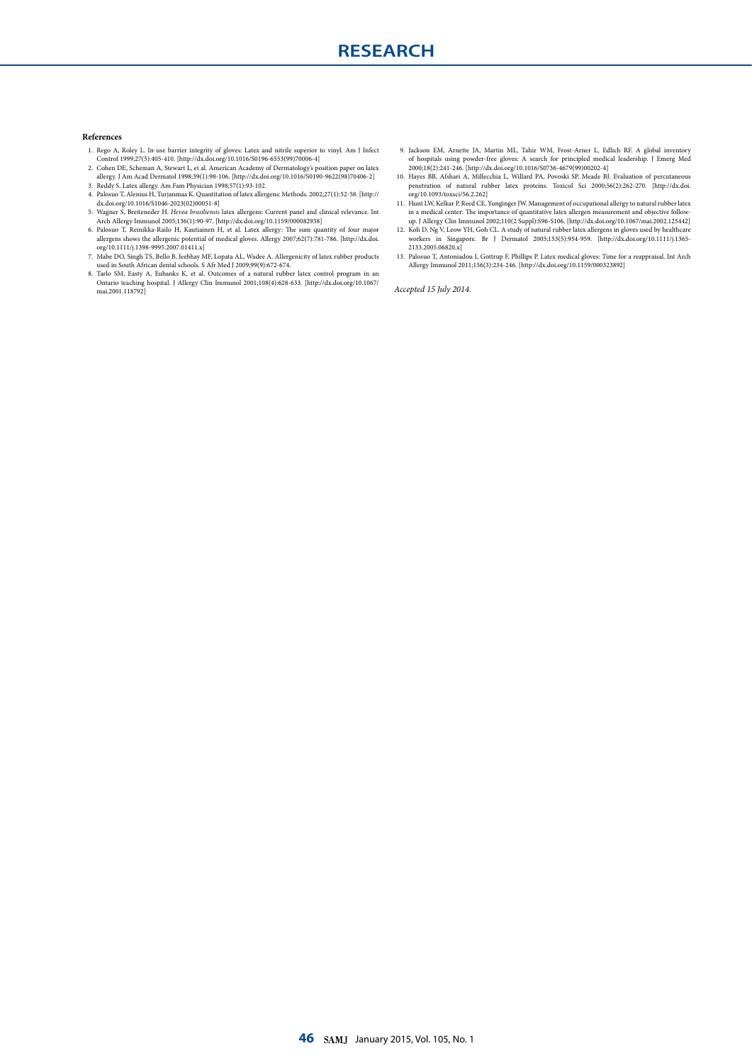**References**

1. Rego A, Roley L. In-use barrier integrity of gloves: Latex and nitrile superior to vinyl. Am J Infect Control 1999;27(5):405-410. [http://dx.doi.org/10.1016/S0196-6553(99)70006-4]
2. Cohen DE, Scheman A, Stewart L, et al. American Academy of Dermatology's position paper on latex allergy. J Am Acad Dermatol 1998;39(1):98-106. [http://dx.doi.org/10.1016/S0190-9622(98)70406-2]
3. Reddy S. Latex allergy. Am Fam Physician 1998;57(1):93-102.
4. Palosuo T, Alenius H, Turjanmaa K. Quantitation of latex allergens: Methods. 2002;27(1):52-58. [http://dx.doi.org/10.1016/S1046-2023(02)00051-8]
5. Wagner S, Breiteneder H. *Hevea brasiliensis* latex allergens: Current panel and clinical relevance. Int Arch Allergy Immunol 2005;136(1):90-97. [http://dx.doi.org/10.1159/000082938]
6. Palosuo T, Reinikka-Railo H, Kautiainen H, et al. Latex allergy: The sum quantity of four major allergens shows the allergenic potential of medical gloves. Allergy 2007;62(7):781-786. [http://dx.doi.org/10.1111/j.1398-9995.2007.01411.x]
7. Mabe DO, Singh TS, Bello B, Jeebhay MF, Lopata AL, Wadee A. Allergenicity of latex rubber products used in South African dental schools. S Afr Med J 2009;99(9):672-674.
8. Tarlo SM, Easty A, Eubanks K, et al. Outcomes of a natural rubber latex control program in an Ontario teaching hospital. J Allergy Clin Immunol 2001;108(4):628-633. [http://dx.doi.org/10.1067/mai.2001.118792]
9. Jackson EM, Arnette JA, Martin ML, Tahir WM, Frost-Arner L, Edlich RF. A global inventory of hospitals using powder-free gloves: A search for principled medical leadership. J Emerg Med 2000;18(2):241-246. [http://dx.doi.org/10.1016/S0736-4679(99)00202-4]
10. Hayes BB, Afshari A, Millecchia L, Willard PA, Povoski SP, Meade BJ. Evaluation of percutaneous penetration of natural rubber latex proteins. Toxicol Sci 2000;56(2):262-270. [http://dx.doi.org/10.1093/toxsci/56.2.262]
11. Hunt LW, Kelkar P, Reed CE, Yunginger JW. Management of occupational allergy to natural rubber latex in a medical center: The importance of quantitative latex allergen measurement and objective follow-up. J Allergy Clin Immunol 2002;110(2 Suppl):S96-S106. [http://dx.doi.org/10.1067/mai.2002.125442]
12. Koh D, Ng V, Leow YH, Goh CL. A study of natural rubber latex allergens in gloves used by healthcare workers in Singapore. Br J Dermatol 2005;153(5):954-959. [http://dx.doi.org/10.1111/j.1365-2133.2005.06820.x]
13. Palosuo T, Antoniadou I, Gottrup F, Phillips P. Latex medical gloves: Time for a reappraisal. Int Arch Allergy Immunol 2011;156(3):234-246. [http://dx.doi.org/10.1159/000323892]

*Accepted 15 July 2014.*